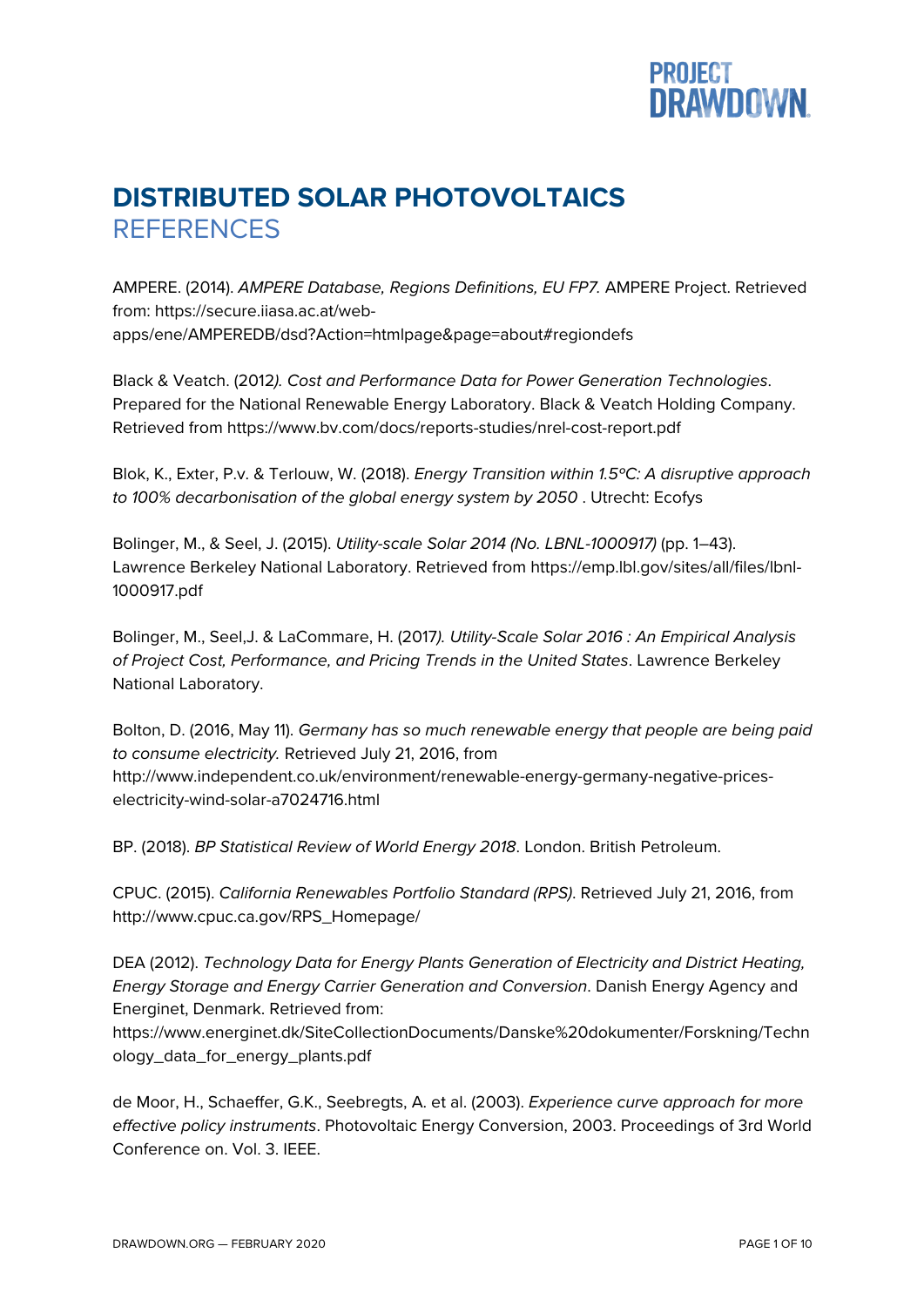# DISTRIBUTED SOLAR PHOTOVOLTAICS

## REFERENCES

AMPERE. (2014). *AMPERE Database, Regions Definitions, EU FP7.* AMPERE Project. Retrieved from: https://secure.iiasa.ac.at/web-apps/ene/AMPEREDB/dsd?Action=htmlpage&page=about#regiondefs

Black & Veatch. (2012*). Cost and Performance Data for Power Generation Technologies*. Prepared for the National Renewable Energy Laboratory. Black & Veatch Holding Company. Retrieved from https://www.bv.com/docs/reports-studies/nrel-cost-report.pdf

Blok, K., Exter, P.v. & Terlouw, W. (2018). *Energy Transition within 1.5ºC: A disruptive approach to 100% decarbonisation of the global energy system by 2050* . Utrecht: Ecofys

Bolinger, M., & Seel, J. (2015). *Utility-scale Solar 2014 (No. LBNL-1000917)* (pp. 1–43). Lawrence Berkeley National Laboratory. Retrieved from https://emp.lbl.gov/sites/all/files/lbnl-1000917.pdf

Bolinger, M., Seel,J. & LaCommare, H. (2017*). Utility-Scale Solar 2016 : An Empirical Analysis of Project Cost, Performance, and Pricing Trends in the United States*. Lawrence Berkeley National Laboratory.

Bolton, D. (2016, May 11). *Germany has so much renewable energy that people are being paid to consume electricity.* Retrieved July 21, 2016, from http://www.independent.co.uk/environment/renewable-energy-germany-negative-prices-electricity-wind-solar-a7024716.html

BP. (2018). *BP Statistical Review of World Energy 2018*. London. British Petroleum.

CPUC. (2015). *California Renewables Portfolio Standard (RPS).* Retrieved July 21, 2016, from http://www.cpuc.ca.gov/RPS_Homepage/

DEA (2012). *Technology Data for Energy Plants Generation of Electricity and District Heating, Energy Storage and Energy Carrier Generation and Conversion*. Danish Energy Agency and Energinet, Denmark. Retrieved from: https://www.energinet.dk/SiteCollectionDocuments/Danske%20dokumenter/Forskning/Technology_data_for_energy_plants.pdf

de Moor, H., Schaeffer, G.K., Seebregts, A. et al. (2003). *Experience curve approach for more effective policy instruments*. Photovoltaic Energy Conversion, 2003. Proceedings of 3rd World Conference on. Vol. 3. IEEE.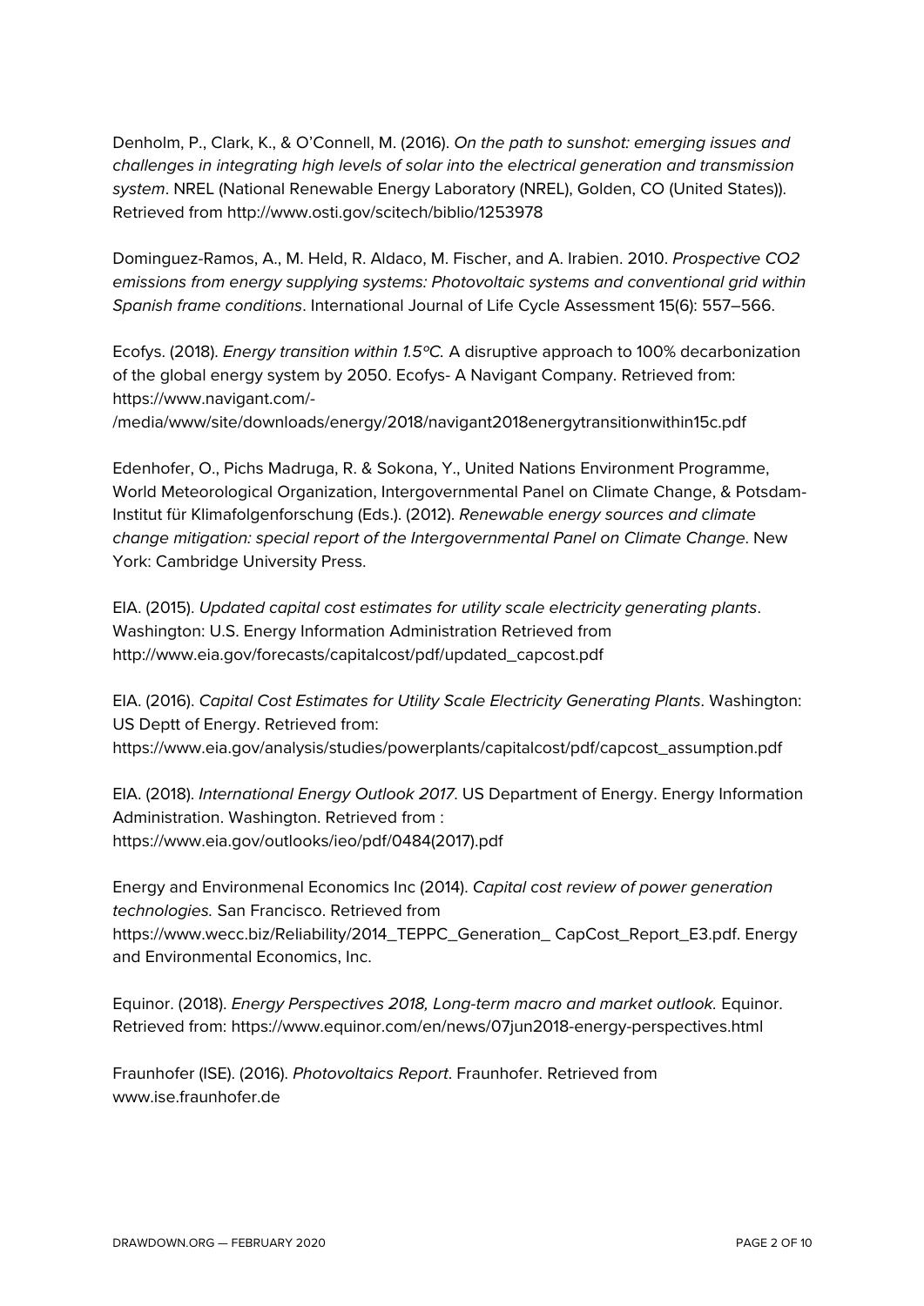Denholm, P., Clark, K., & O'Connell, M. (2016). *On the path to sunshot: emerging issues and challenges in integrating high levels of solar into the electrical generation and transmission system*. NREL (National Renewable Energy Laboratory (NREL), Golden, CO (United States)). Retrieved from http://www.osti.gov/scitech/biblio/1253978

Dominguez-Ramos, A., M. Held, R. Aldaco, M. Fischer, and A. Irabien. 2010. *Prospective CO2 emissions from energy supplying systems: Photovoltaic systems and conventional grid within Spanish frame conditions*. International Journal of Life Cycle Assessment 15(6): 557–566.

Ecofys. (2018). *Energy transition within 1.5ºC.* A disruptive approach to 100% decarbonization of the global energy system by 2050. Ecofys- A Navigant Company. Retrieved from: https://www.navigant.com/-/media/www/site/downloads/energy/2018/navigant2018energytransitionwithin15c.pdf

Edenhofer, O., Pichs Madruga, R. & Sokona, Y., United Nations Environment Programme, World Meteorological Organization, Intergovernmental Panel on Climate Change, & Potsdam-Institut für Klimafolgenforschung (Eds.). (2012). *Renewable energy sources and climate change mitigation: special report of the Intergovernmental Panel on Climate Change*. New York: Cambridge University Press.

EIA. (2015). *Updated capital cost estimates for utility scale electricity generating plants*. Washington: U.S. Energy Information Administration Retrieved from http://www.eia.gov/forecasts/capitalcost/pdf/updated_capcost.pdf

EIA. (2016). *Capital Cost Estimates for Utility Scale Electricity Generating Plants*. Washington: US Deptt of Energy. Retrieved from: https://www.eia.gov/analysis/studies/powerplants/capitalcost/pdf/capcost_assumption.pdf

EIA. (2018). *International Energy Outlook 2017*. US Department of Energy. Energy Information Administration. Washington. Retrieved from : https://www.eia.gov/outlooks/ieo/pdf/0484(2017).pdf

Energy and Environmenal Economics Inc (2014). *Capital cost review of power generation technologies.* San Francisco. Retrieved from https://www.wecc.biz/Reliability/2014_TEPPC_Generation_ CapCost_Report_E3.pdf. Energy and Environmental Economics, Inc.

Equinor. (2018). *Energy Perspectives 2018, Long-term macro and market outlook.* Equinor. Retrieved from: https://www.equinor.com/en/news/07jun2018-energy-perspectives.html

Fraunhofer (ISE). (2016). *Photovoltaics Report*. Fraunhofer. Retrieved from www.ise.fraunhofer.de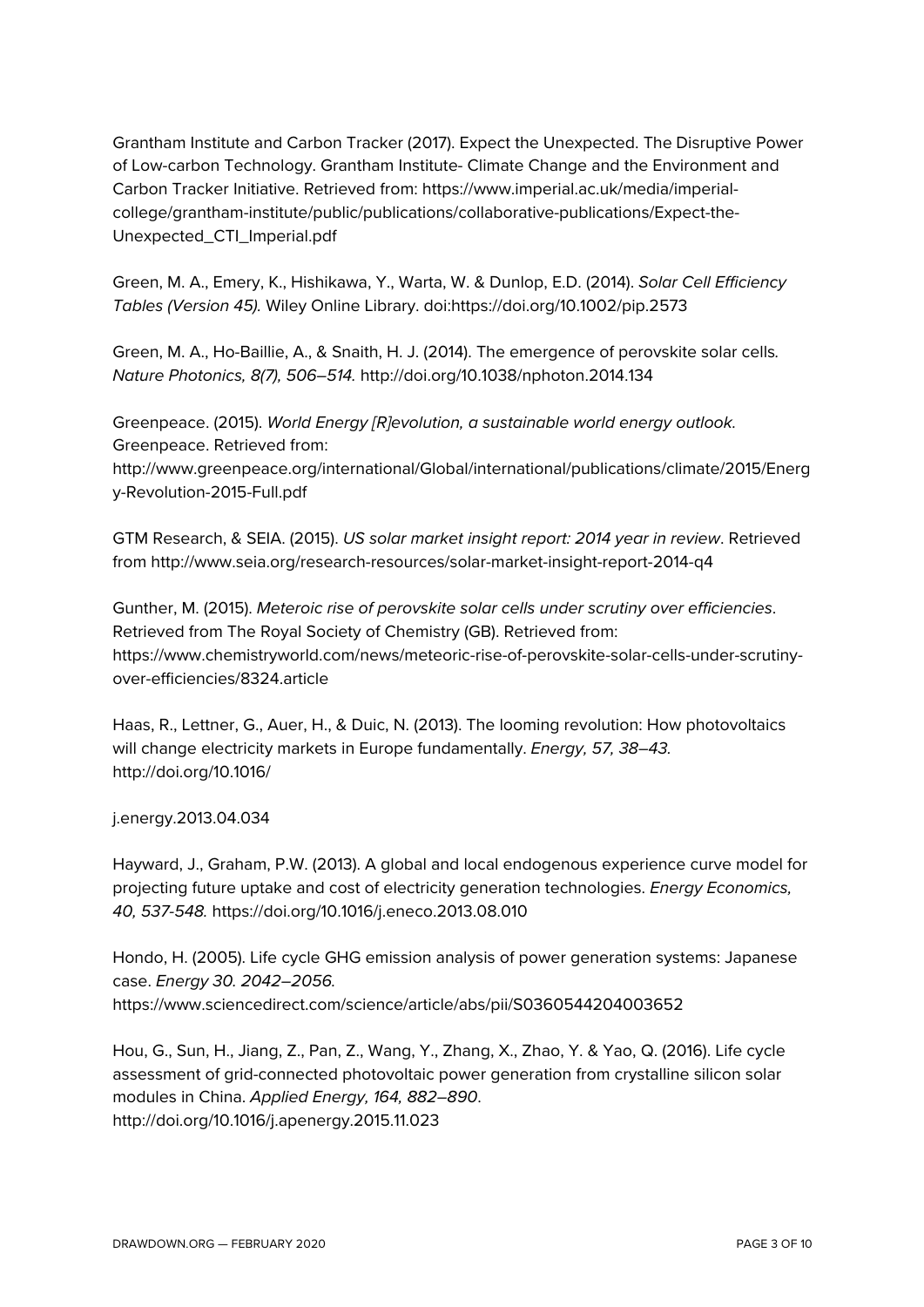Grantham Institute and Carbon Tracker (2017). Expect the Unexpected. The Disruptive Power of Low-carbon Technology. Grantham Institute- Climate Change and the Environment and Carbon Tracker Initiative. Retrieved from: https://www.imperial.ac.uk/media/imperial-college/grantham-institute/public/publications/collaborative-publications/Expect-the-Unexpected_CTI_Imperial.pdf

Green, M. A., Emery, K., Hishikawa, Y., Warta, W. & Dunlop, E.D. (2014). *Solar Cell Efficiency Tables (Version 45).* Wiley Online Library. doi:https://doi.org/10.1002/pip.2573

Green, M. A., Ho-Baillie, A., & Snaith, H. J. (2014). The emergence of perovskite solar cells. *Nature Photonics, 8(7), 506–514.* http://doi.org/10.1038/nphoton.2014.134

Greenpeace. (2015). *World Energy [R]evolution, a sustainable world energy outlook.* Greenpeace. Retrieved from: http://www.greenpeace.org/international/Global/international/publications/climate/2015/Energy-Revolution-2015-Full.pdf

GTM Research, & SEIA. (2015). *US solar market insight report: 2014 year in review*. Retrieved from http://www.seia.org/research-resources/solar-market-insight-report-2014-q4

Gunther, M. (2015). *Meteroic rise of perovskite solar cells under scrutiny over efficiencies*. Retrieved from The Royal Society of Chemistry (GB). Retrieved from: https://www.chemistryworld.com/news/meteoric-rise-of-perovskite-solar-cells-under-scrutiny-over-efficiencies/8324.article

Haas, R., Lettner, G., Auer, H., & Duic, N. (2013). The looming revolution: How photovoltaics will change electricity markets in Europe fundamentally. *Energy, 57, 38–43.* http://doi.org/10.1016/

j.energy.2013.04.034

Hayward, J., Graham, P.W. (2013). A global and local endogenous experience curve model for projecting future uptake and cost of electricity generation technologies. *Energy Economics, 40, 537-548.* https://doi.org/10.1016/j.eneco.2013.08.010

Hondo, H. (2005). Life cycle GHG emission analysis of power generation systems: Japanese case. *Energy 30. 2042–2056.* https://www.sciencedirect.com/science/article/abs/pii/S0360544204003652

Hou, G., Sun, H., Jiang, Z., Pan, Z., Wang, Y., Zhang, X., Zhao, Y. & Yao, Q. (2016). Life cycle assessment of grid-connected photovoltaic power generation from crystalline silicon solar modules in China. *Applied Energy, 164, 882–890*. http://doi.org/10.1016/j.apenergy.2015.11.023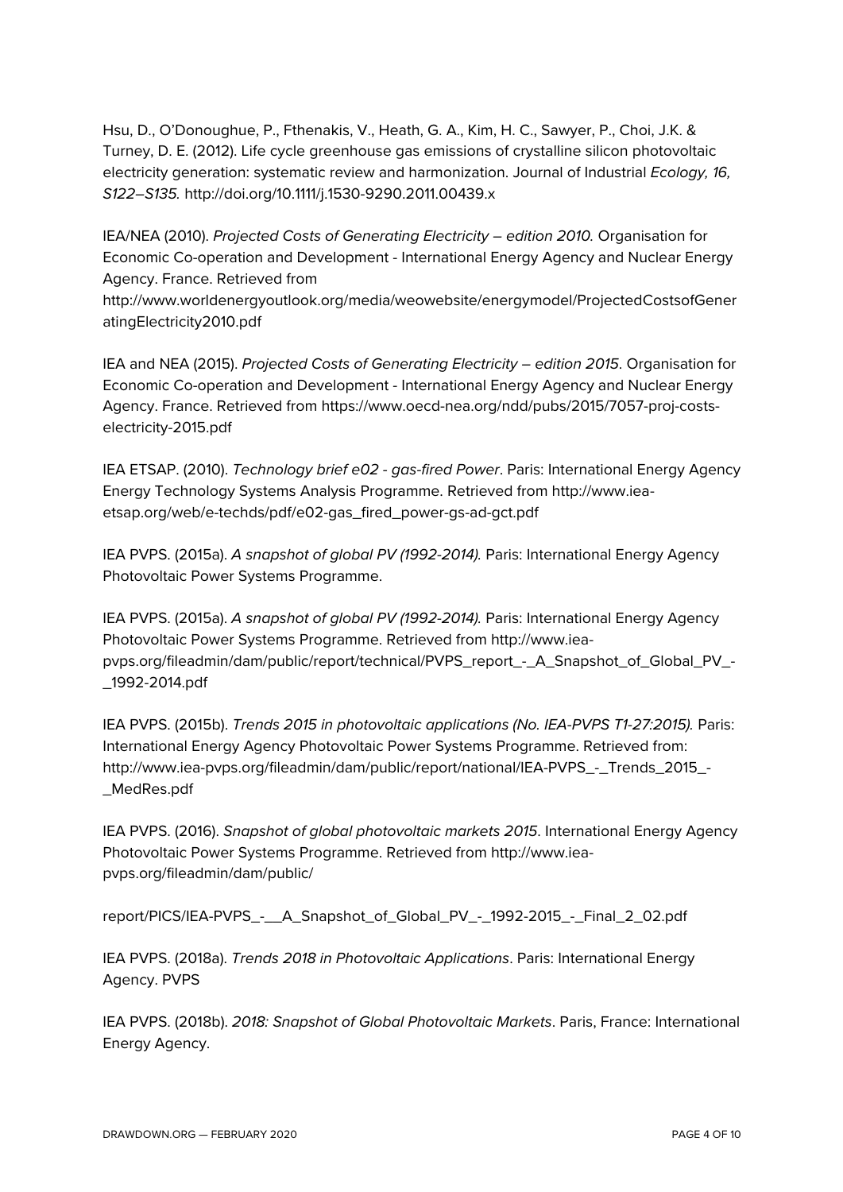Hsu, D., O'Donoughue, P., Fthenakis, V., Heath, G. A., Kim, H. C., Sawyer, P., Choi, J.K. & Turney, D. E. (2012). Life cycle greenhouse gas emissions of crystalline silicon photovoltaic electricity generation: systematic review and harmonization. Journal of Industrial *Ecology, 16, S122–S135.* http://doi.org/10.1111/j.1530-9290.2011.00439.x

IEA/NEA (2010). *Projected Costs of Generating Electricity – edition 2010.* Organisation for Economic Co-operation and Development - International Energy Agency and Nuclear Energy Agency. France. Retrieved from http://www.worldenergyoutlook.org/media/weowebsite/energymodel/ProjectedCostsofGeneratingElectricity2010.pdf

IEA and NEA (2015). *Projected Costs of Generating Electricity – edition 2015*. Organisation for Economic Co-operation and Development - International Energy Agency and Nuclear Energy Agency. France. Retrieved from https://www.oecd-nea.org/ndd/pubs/2015/7057-proj-costs-electricity-2015.pdf

IEA ETSAP. (2010). *Technology brief e02 - gas-fired Power*. Paris: International Energy Agency Energy Technology Systems Analysis Programme. Retrieved from http://www.iea-etsap.org/web/e-techds/pdf/e02-gas_fired_power-gs-ad-gct.pdf

IEA PVPS. (2015a). *A snapshot of global PV (1992-2014).* Paris: International Energy Agency Photovoltaic Power Systems Programme.

IEA PVPS. (2015a). *A snapshot of global PV (1992-2014).* Paris: International Energy Agency Photovoltaic Power Systems Programme. Retrieved from http://www.iea-pvps.org/fileadmin/dam/public/report/technical/PVPS_report_-_A_Snapshot_of_Global_PV_-_1992-2014.pdf

IEA PVPS. (2015b). *Trends 2015 in photovoltaic applications (No. IEA-PVPS T1-27:2015).* Paris: International Energy Agency Photovoltaic Power Systems Programme. Retrieved from: http://www.iea-pvps.org/fileadmin/dam/public/report/national/IEA-PVPS_-_Trends_2015_-_MedRes.pdf

IEA PVPS. (2016). *Snapshot of global photovoltaic markets 2015*. International Energy Agency Photovoltaic Power Systems Programme. Retrieved from http://www.iea-pvps.org/fileadmin/dam/public/

report/PICS/IEA-PVPS_-__A_Snapshot_of_Global_PV_-_1992-2015_-_Final_2_02.pdf

IEA PVPS. (2018a). *Trends 2018 in Photovoltaic Applications*. Paris: International Energy Agency. PVPS

IEA PVPS. (2018b). *2018: Snapshot of Global Photovoltaic Markets*. Paris, France: International Energy Agency.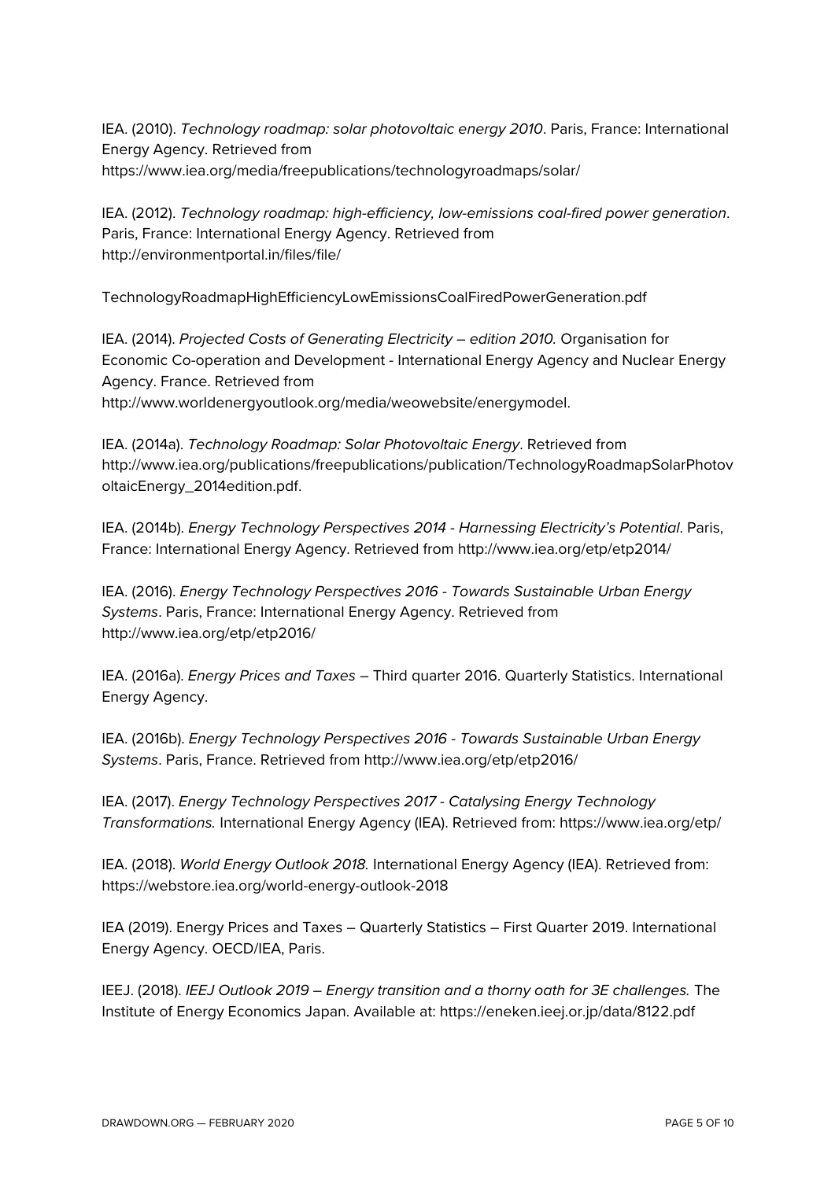IEA. (2010). *Technology roadmap: solar photovoltaic energy 2010*. Paris, France: International Energy Agency. Retrieved from https://www.iea.org/media/freepublications/technologyroadmaps/solar/

IEA. (2012). *Technology roadmap: high-efficiency, low-emissions coal-fired power generation*. Paris, France: International Energy Agency. Retrieved from http://environmentportal.in/files/file/

TechnologyRoadmapHighEfficiencyLowEmissionsCoalFiredPowerGeneration.pdf

IEA. (2014). *Projected Costs of Generating Electricity – edition 2010.* Organisation for Economic Co-operation and Development - International Energy Agency and Nuclear Energy Agency. France. Retrieved from http://www.worldenergyoutlook.org/media/weowebsite/energymodel.

IEA. (2014a). *Technology Roadmap: Solar Photovoltaic Energy*. Retrieved from http://www.iea.org/publications/freepublications/publication/TechnologyRoadmapSolarPhotovoltaicEnergy_2014edition.pdf.

IEA. (2014b). *Energy Technology Perspectives 2014 - Harnessing Electricity's Potential*. Paris, France: International Energy Agency. Retrieved from http://www.iea.org/etp/etp2014/

IEA. (2016). *Energy Technology Perspectives 2016 - Towards Sustainable Urban Energy Systems*. Paris, France: International Energy Agency. Retrieved from http://www.iea.org/etp/etp2016/

IEA. (2016a). *Energy Prices and Taxes* – Third quarter 2016. Quarterly Statistics. International Energy Agency.

IEA. (2016b). *Energy Technology Perspectives 2016 - Towards Sustainable Urban Energy Systems*. Paris, France. Retrieved from http://www.iea.org/etp/etp2016/

IEA. (2017). *Energy Technology Perspectives 2017 - Catalysing Energy Technology Transformations.* International Energy Agency (IEA). Retrieved from: https://www.iea.org/etp/

IEA. (2018). *World Energy Outlook 2018.* International Energy Agency (IEA). Retrieved from: https://webstore.iea.org/world-energy-outlook-2018

IEA (2019). Energy Prices and Taxes – Quarterly Statistics – First Quarter 2019. International Energy Agency. OECD/IEA, Paris.

IEEJ. (2018). *IEEJ Outlook 2019 – Energy transition and a thorny oath for 3E challenges.* The Institute of Energy Economics Japan. Available at: https://eneken.ieej.or.jp/data/8122.pdf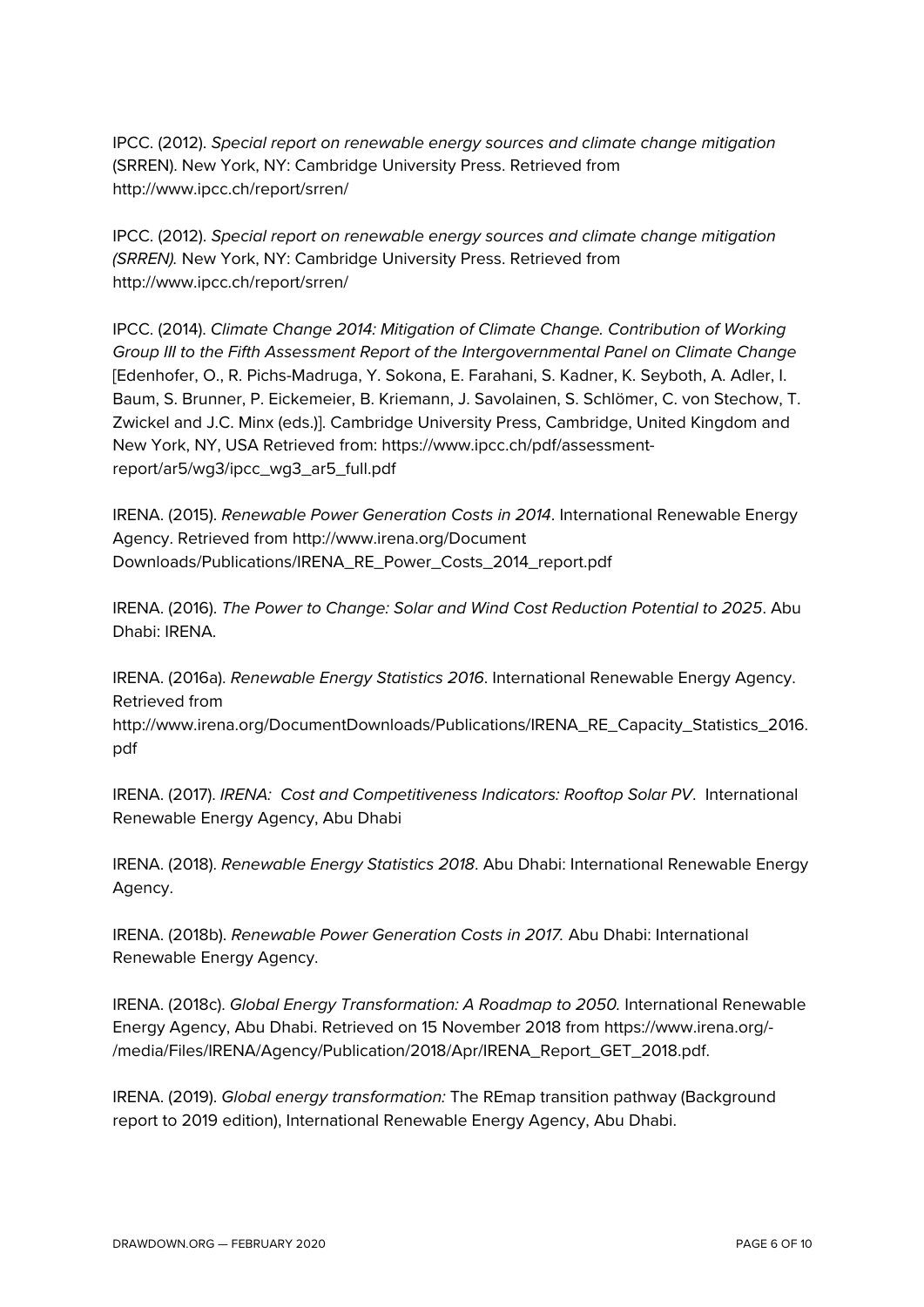IPCC. (2012). *Special report on renewable energy sources and climate change mitigation* (SRREN). New York, NY: Cambridge University Press. Retrieved from http://www.ipcc.ch/report/srren/

IPCC. (2012). *Special report on renewable energy sources and climate change mitigation (SRREN).* New York, NY: Cambridge University Press. Retrieved from http://www.ipcc.ch/report/srren/

IPCC. (2014). *Climate Change 2014: Mitigation of Climate Change. Contribution of Working Group III to the Fifth Assessment Report of the Intergovernmental Panel on Climate Change* [Edenhofer, O., R. Pichs-Madruga, Y. Sokona, E. Farahani, S. Kadner, K. Seyboth, A. Adler, I. Baum, S. Brunner, P. Eickemeier, B. Kriemann, J. Savolainen, S. Schlömer, C. von Stechow, T. Zwickel and J.C. Minx (eds.)]. Cambridge University Press, Cambridge, United Kingdom and New York, NY, USA Retrieved from: https://www.ipcc.ch/pdf/assessment-report/ar5/wg3/ipcc_wg3_ar5_full.pdf

IRENA. (2015). *Renewable Power Generation Costs in 2014*. International Renewable Energy Agency. Retrieved from http://www.irena.org/Document Downloads/Publications/IRENA_RE_Power_Costs_2014_report.pdf

IRENA. (2016). *The Power to Change: Solar and Wind Cost Reduction Potential to 2025*. Abu Dhabi: IRENA.

IRENA. (2016a). *Renewable Energy Statistics 2016*. International Renewable Energy Agency. Retrieved from http://www.irena.org/DocumentDownloads/Publications/IRENA_RE_Capacity_Statistics_2016.pdf

IRENA. (2017). *IRENA: Cost and Competitiveness Indicators: Rooftop Solar PV*. International Renewable Energy Agency, Abu Dhabi

IRENA. (2018). *Renewable Energy Statistics 2018*. Abu Dhabi: International Renewable Energy Agency.

IRENA. (2018b). *Renewable Power Generation Costs in 2017.* Abu Dhabi: International Renewable Energy Agency.

IRENA. (2018c). *Global Energy Transformation: A Roadmap to 2050.* International Renewable Energy Agency, Abu Dhabi. Retrieved on 15 November 2018 from https://www.irena.org/-/media/Files/IRENA/Agency/Publication/2018/Apr/IRENA_Report_GET_2018.pdf.

IRENA. (2019). *Global energy transformation:* The REmap transition pathway (Background report to 2019 edition), International Renewable Energy Agency, Abu Dhabi.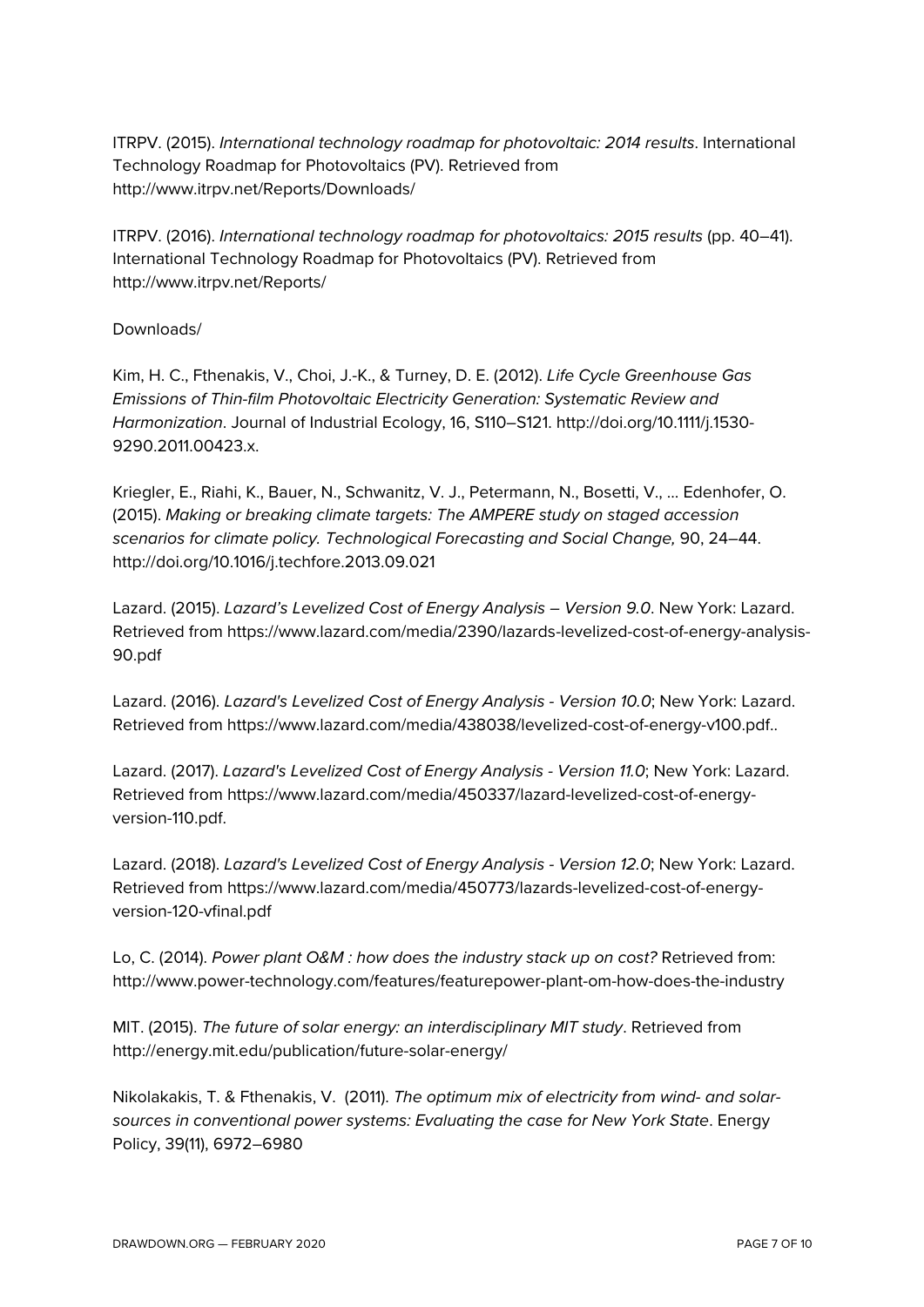ITRPV. (2015). *International technology roadmap for photovoltaic: 2014 results*. International Technology Roadmap for Photovoltaics (PV). Retrieved from http://www.itrpv.net/Reports/Downloads/

ITRPV. (2016). *International technology roadmap for photovoltaics: 2015 results* (pp. 40–41). International Technology Roadmap for Photovoltaics (PV). Retrieved from http://www.itrpv.net/Reports/

Downloads/

Kim, H. C., Fthenakis, V., Choi, J.-K., & Turney, D. E. (2012). *Life Cycle Greenhouse Gas Emissions of Thin-film Photovoltaic Electricity Generation: Systematic Review and Harmonization*. Journal of Industrial Ecology, 16, S110–S121. http://doi.org/10.1111/j.1530-9290.2011.00423.x.

Kriegler, E., Riahi, K., Bauer, N., Schwanitz, V. J., Petermann, N., Bosetti, V., ... Edenhofer, O. (2015). *Making or breaking climate targets: The AMPERE study on staged accession scenarios for climate policy. Technological Forecasting and Social Change,* 90, 24–44. http://doi.org/10.1016/j.techfore.2013.09.021

Lazard. (2015). *Lazard's Levelized Cost of Energy Analysis – Version 9.0*. New York: Lazard. Retrieved from https://www.lazard.com/media/2390/lazards-levelized-cost-of-energy-analysis-90.pdf

Lazard. (2016). *Lazard's Levelized Cost of Energy Analysis - Version 10.0*; New York: Lazard. Retrieved from https://www.lazard.com/media/438038/levelized-cost-of-energy-v100.pdf..

Lazard. (2017). *Lazard's Levelized Cost of Energy Analysis - Version 11.0*; New York: Lazard. Retrieved from https://www.lazard.com/media/450337/lazard-levelized-cost-of-energy-version-110.pdf.

Lazard. (2018). *Lazard's Levelized Cost of Energy Analysis - Version 12.0*; New York: Lazard. Retrieved from https://www.lazard.com/media/450773/lazards-levelized-cost-of-energy-version-120-vfinal.pdf

Lo, C. (2014). *Power plant O&M : how does the industry stack up on cost?* Retrieved from: http://www.power-technology.com/features/featurepower-plant-om-how-does-the-industry

MIT. (2015). *The future of solar energy: an interdisciplinary MIT study*. Retrieved from http://energy.mit.edu/publication/future-solar-energy/

Nikolakakis, T. & Fthenakis, V. (2011). *The optimum mix of electricity from wind- and solar-sources in conventional power systems: Evaluating the case for New York State*. Energy Policy, 39(11), 6972–6980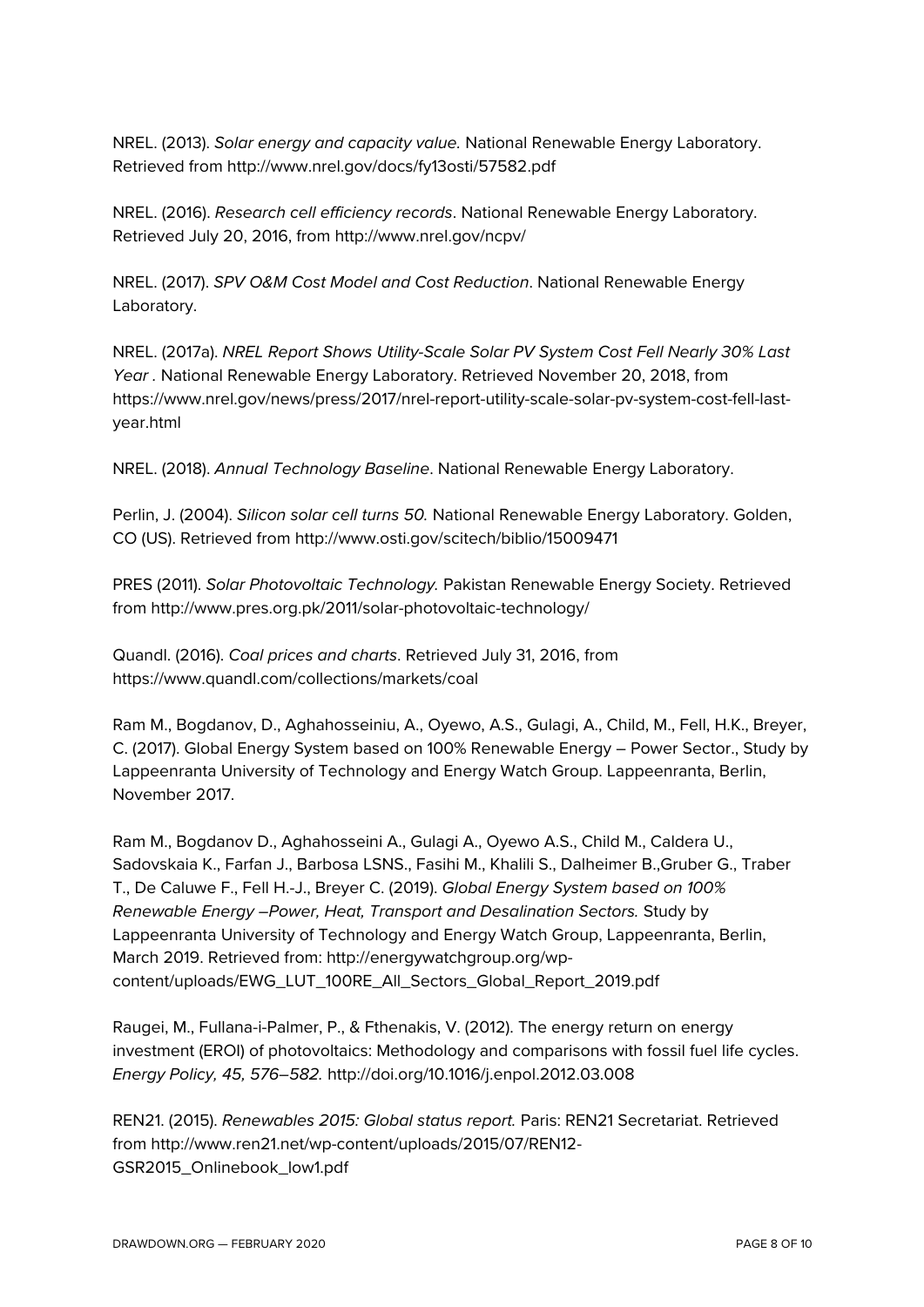NREL. (2013). *Solar energy and capacity value.* National Renewable Energy Laboratory. Retrieved from http://www.nrel.gov/docs/fy13osti/57582.pdf

NREL. (2016). *Research cell efficiency records*. National Renewable Energy Laboratory. Retrieved July 20, 2016, from http://www.nrel.gov/ncpv/

NREL. (2017). *SPV O&M Cost Model and Cost Reduction*. National Renewable Energy Laboratory.

NREL. (2017a). *NREL Report Shows Utility-Scale Solar PV System Cost Fell Nearly 30% Last Year* . National Renewable Energy Laboratory. Retrieved November 20, 2018, from https://www.nrel.gov/news/press/2017/nrel-report-utility-scale-solar-pv-system-cost-fell-last-year.html

NREL. (2018). *Annual Technology Baseline*. National Renewable Energy Laboratory.

Perlin, J. (2004). *Silicon solar cell turns 50.* National Renewable Energy Laboratory. Golden, CO (US). Retrieved from http://www.osti.gov/scitech/biblio/15009471

PRES (2011). *Solar Photovoltaic Technology.* Pakistan Renewable Energy Society. Retrieved from http://www.pres.org.pk/2011/solar-photovoltaic-technology/

Quandl. (2016). *Coal prices and charts*. Retrieved July 31, 2016, from https://www.quandl.com/collections/markets/coal

Ram M., Bogdanov, D., Aghahosseiniu, A., Oyewo, A.S., Gulagi, A., Child, M., Fell, H.K., Breyer, C. (2017). Global Energy System based on 100% Renewable Energy – Power Sector., Study by Lappeenranta University of Technology and Energy Watch Group. Lappeenranta, Berlin, November 2017.

Ram M., Bogdanov D., Aghahosseini A., Gulagi A., Oyewo A.S., Child M., Caldera U., Sadovskaia K., Farfan J., Barbosa LSNS., Fasihi M., Khalili S., Dalheimer B.,Gruber G., Traber T., De Caluwe F., Fell H.-J., Breyer C. (2019). *Global Energy System based on 100% Renewable Energy –Power, Heat, Transport and Desalination Sectors.* Study by Lappeenranta University of Technology and Energy Watch Group, Lappeenranta, Berlin, March 2019. Retrieved from: http://energywatchgroup.org/wp-content/uploads/EWG_LUT_100RE_All_Sectors_Global_Report_2019.pdf

Raugei, M., Fullana-i-Palmer, P., & Fthenakis, V. (2012). The energy return on energy investment (EROI) of photovoltaics: Methodology and comparisons with fossil fuel life cycles. *Energy Policy, 45, 576–582.* http://doi.org/10.1016/j.enpol.2012.03.008

REN21. (2015). *Renewables 2015: Global status report.* Paris: REN21 Secretariat. Retrieved from http://www.ren21.net/wp-content/uploads/2015/07/REN12-GSR2015_Onlinebook_low1.pdf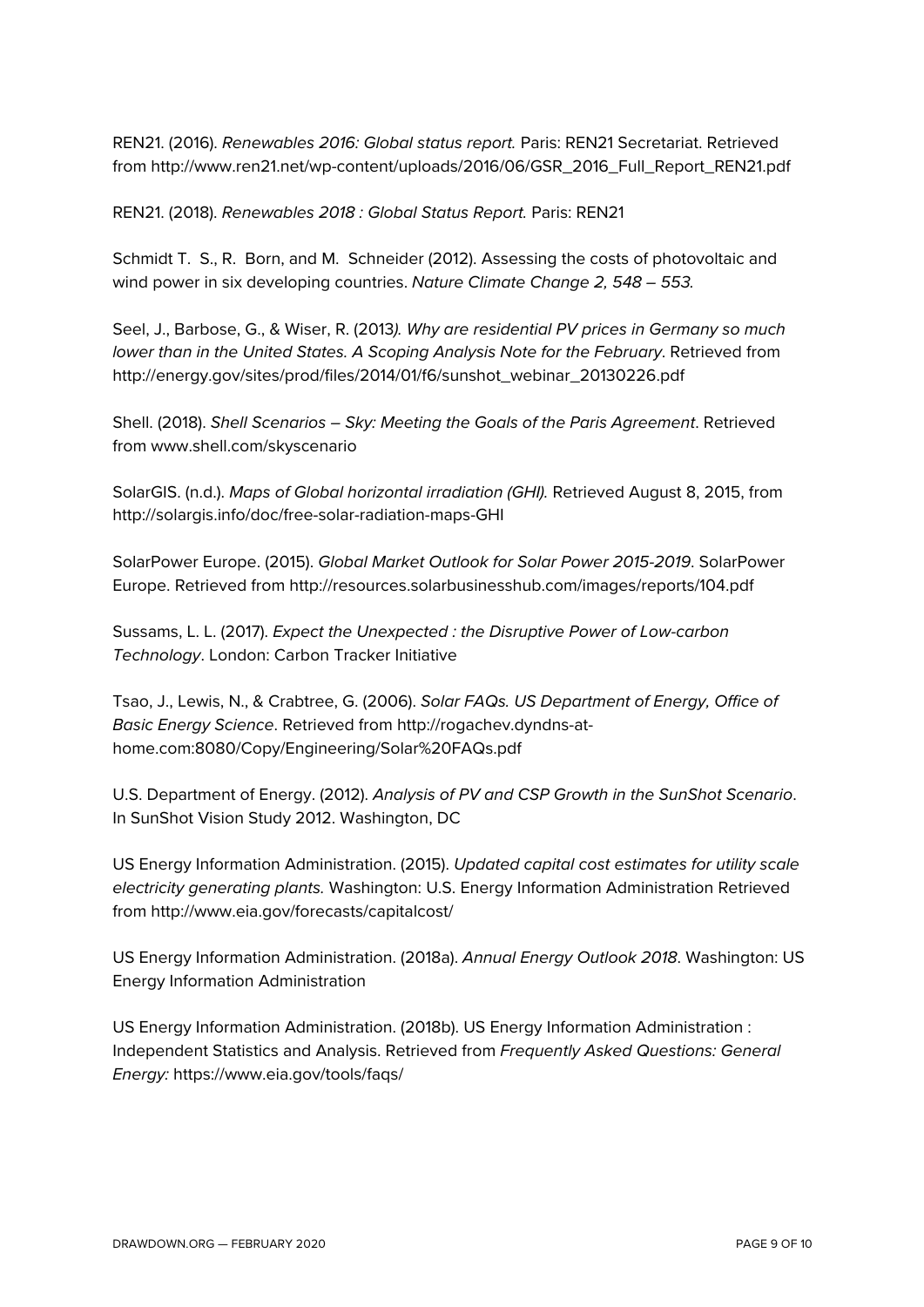REN21. (2016). *Renewables 2016: Global status report.* Paris: REN21 Secretariat. Retrieved from http://www.ren21.net/wp-content/uploads/2016/06/GSR_2016_Full_Report_REN21.pdf

REN21. (2018). *Renewables 2018 : Global Status Report.* Paris: REN21

Schmidt T. S., R. Born, and M. Schneider (2012). Assessing the costs of photovoltaic and wind power in six developing countries. *Nature Climate Change 2, 548 – 553.*

Seel, J., Barbose, G., & Wiser, R. (2013*). Why are residential PV prices in Germany so much lower than in the United States. A Scoping Analysis Note for the February*. Retrieved from http://energy.gov/sites/prod/files/2014/01/f6/sunshot_webinar_20130226.pdf

Shell. (2018). *Shell Scenarios – Sky: Meeting the Goals of the Paris Agreement*. Retrieved from www.shell.com/skyscenario

SolarGIS. (n.d.). *Maps of Global horizontal irradiation (GHI).* Retrieved August 8, 2015, from http://solargis.info/doc/free-solar-radiation-maps-GHI

SolarPower Europe. (2015). *Global Market Outlook for Solar Power 2015-2019*. SolarPower Europe. Retrieved from http://resources.solarbusinesshub.com/images/reports/104.pdf

Sussams, L. L. (2017). *Expect the Unexpected : the Disruptive Power of Low-carbon Technology*. London: Carbon Tracker Initiative

Tsao, J., Lewis, N., & Crabtree, G. (2006). *Solar FAQs. US Department of Energy, Office of Basic Energy Science*. Retrieved from http://rogachev.dyndns-at-home.com:8080/Copy/Engineering/Solar%20FAQs.pdf

U.S. Department of Energy. (2012). *Analysis of PV and CSP Growth in the SunShot Scenario*. In SunShot Vision Study 2012. Washington, DC

US Energy Information Administration. (2015). *Updated capital cost estimates for utility scale electricity generating plants.* Washington: U.S. Energy Information Administration Retrieved from http://www.eia.gov/forecasts/capitalcost/

US Energy Information Administration. (2018a). *Annual Energy Outlook 2018*. Washington: US Energy Information Administration

US Energy Information Administration. (2018b). US Energy Information Administration : Independent Statistics and Analysis. Retrieved from *Frequently Asked Questions: General Energy:* https://www.eia.gov/tools/faqs/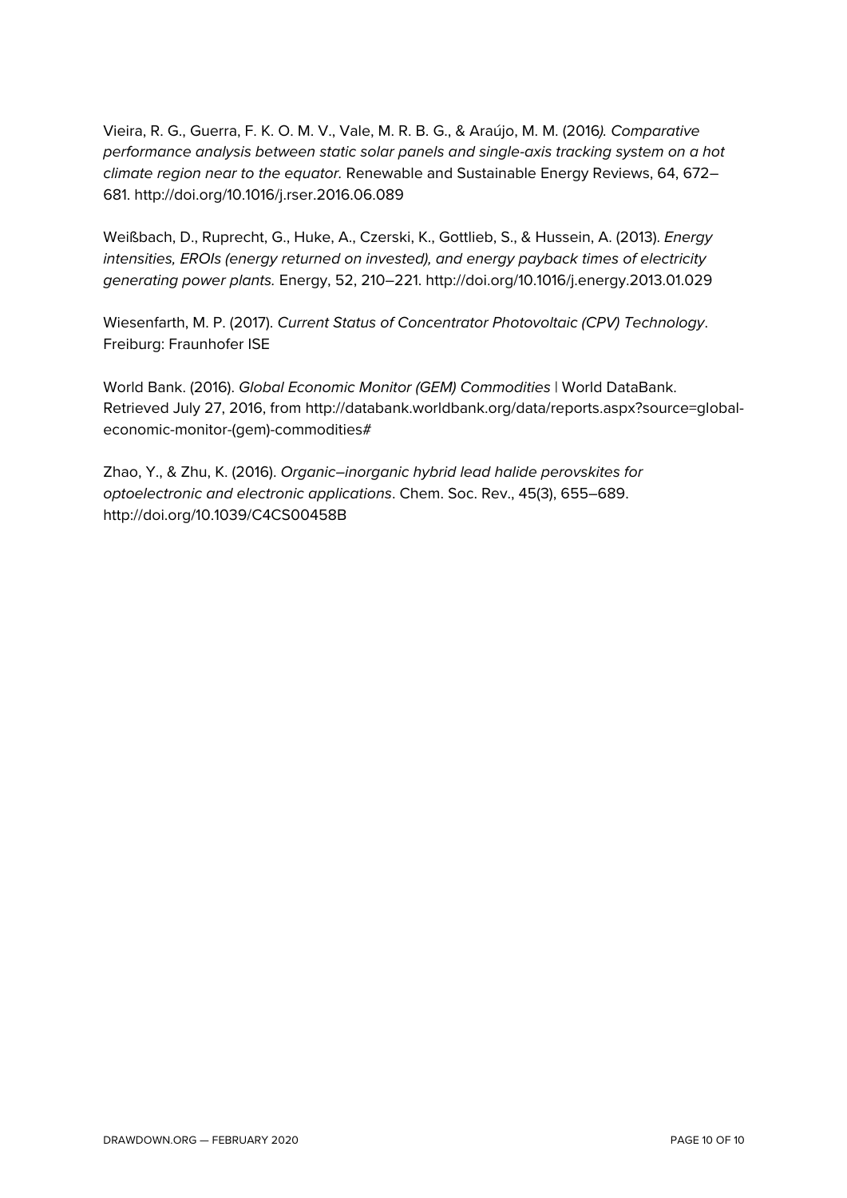Vieira, R. G., Guerra, F. K. O. M. V., Vale, M. R. B. G., & Araújo, M. M. (2016*). Comparative performance analysis between static solar panels and single-axis tracking system on a hot climate region near to the equator.* Renewable and Sustainable Energy Reviews, 64, 672–681. http://doi.org/10.1016/j.rser.2016.06.089

Weißbach, D., Ruprecht, G., Huke, A., Czerski, K., Gottlieb, S., & Hussein, A. (2013). *Energy intensities, EROIs (energy returned on invested), and energy payback times of electricity generating power plants.* Energy, 52, 210–221. http://doi.org/10.1016/j.energy.2013.01.029

Wiesenfarth, M. P. (2017). *Current Status of Concentrator Photovoltaic (CPV) Technology*. Freiburg: Fraunhofer ISE

World Bank. (2016). *Global Economic Monitor (GEM) Commodities* | World DataBank. Retrieved July 27, 2016, from http://databank.worldbank.org/data/reports.aspx?source=global-economic-monitor-(gem)-commodities#

Zhao, Y., & Zhu, K. (2016). *Organic–inorganic hybrid lead halide perovskites for optoelectronic and electronic applications*. Chem. Soc. Rev., 45(3), 655–689. http://doi.org/10.1039/C4CS00458B